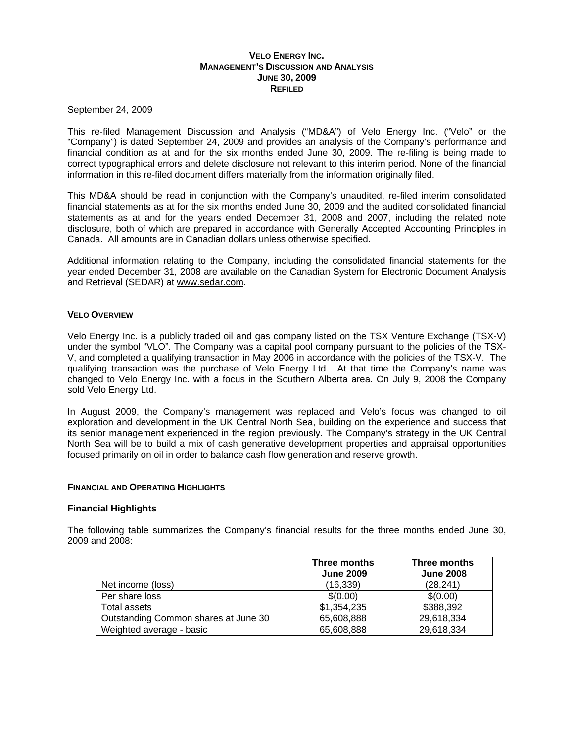# VELO ENERGY INC.
## MANAGEMENT'S DISCUSSION AND ANALYSIS
## JUNE 30, 2009
## REFILED

September 24, 2009

This re-filed Management Discussion and Analysis ("MD&A") of Velo Energy Inc. ("Velo" or the "Company") is dated September 24, 2009 and provides an analysis of the Company's performance and financial condition as at and for the six months ended June 30, 2009. The re-filing is being made to correct typographical errors and delete disclosure not relevant to this interim period. None of the financial information in this re-filed document differs materially from the information originally filed.

This MD&A should be read in conjunction with the Company's unaudited, re-filed interim consolidated financial statements as at for the six months ended June 30, 2009 and the audited consolidated financial statements as at and for the years ended December 31, 2008 and 2007, including the related note disclosure, both of which are prepared in accordance with Generally Accepted Accounting Principles in Canada. All amounts are in Canadian dollars unless otherwise specified.

Additional information relating to the Company, including the consolidated financial statements for the year ended December 31, 2008 are available on the Canadian System for Electronic Document Analysis and Retrieval (SEDAR) at www.sedar.com.

### VELO OVERVIEW

Velo Energy Inc. is a publicly traded oil and gas company listed on the TSX Venture Exchange (TSX-V) under the symbol "VLO". The Company was a capital pool company pursuant to the policies of the TSX-V, and completed a qualifying transaction in May 2006 in accordance with the policies of the TSX-V. The qualifying transaction was the purchase of Velo Energy Ltd. At that time the Company's name was changed to Velo Energy Inc. with a focus in the Southern Alberta area. On July 9, 2008 the Company sold Velo Energy Ltd.

In August 2009, the Company's management was replaced and Velo's focus was changed to oil exploration and development in the UK Central North Sea, building on the experience and success that its senior management experienced in the region previously. The Company's strategy in the UK Central North Sea will be to build a mix of cash generative development properties and appraisal opportunities focused primarily on oil in order to balance cash flow generation and reserve growth.

### FINANCIAL AND OPERATING HIGHLIGHTS

#### Financial Highlights

The following table summarizes the Company's financial results for the three months ended June 30, 2009 and 2008:

| | Three months June 2009 | Three months June 2008 |
|---|---|---|
| Net income (loss) | (16,339) | (28,241) |
| Per share loss | $(0.00) | $(0.00) |
| Total assets | $1,354,235 | $388,392 |
| Outstanding Common shares at June 30 | 65,608,888 | 29,618,334 |
| Weighted average - basic | 65,608,888 | 29,618,334 |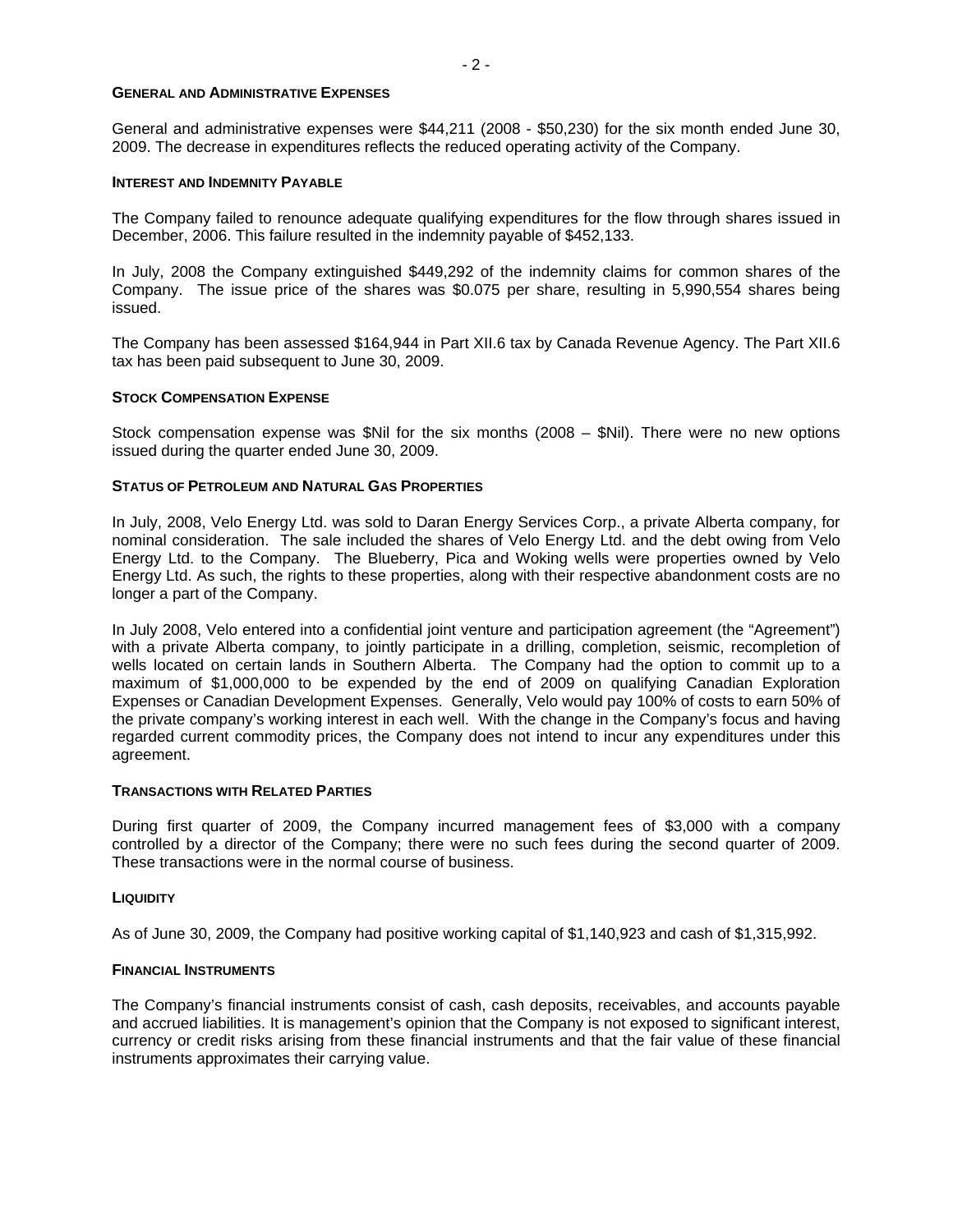## General and Administrative Expenses

General and administrative expenses were $44,211 (2008 - $50,230) for the six month ended June 30, 2009. The decrease in expenditures reflects the reduced operating activity of the Company.

## Interest and Indemnity Payable

The Company failed to renounce adequate qualifying expenditures for the flow through shares issued in December, 2006. This failure resulted in the indemnity payable of $452,133.

In July, 2008 the Company extinguished $449,292 of the indemnity claims for common shares of the Company. The issue price of the shares was $0.075 per share, resulting in 5,990,554 shares being issued.

The Company has been assessed $164,944 in Part XII.6 tax by Canada Revenue Agency. The Part XII.6 tax has been paid subsequent to June 30, 2009.

## Stock Compensation Expense

Stock compensation expense was $Nil for the six months (2008 – $Nil). There were no new options issued during the quarter ended June 30, 2009.

## Status of Petroleum and Natural Gas Properties

In July, 2008, Velo Energy Ltd. was sold to Daran Energy Services Corp., a private Alberta company, for nominal consideration. The sale included the shares of Velo Energy Ltd. and the debt owing from Velo Energy Ltd. to the Company. The Blueberry, Pica and Woking wells were properties owned by Velo Energy Ltd. As such, the rights to these properties, along with their respective abandonment costs are no longer a part of the Company.

In July 2008, Velo entered into a confidential joint venture and participation agreement (the "Agreement") with a private Alberta company, to jointly participate in a drilling, completion, seismic, recompletion of wells located on certain lands in Southern Alberta. The Company had the option to commit up to a maximum of $1,000,000 to be expended by the end of 2009 on qualifying Canadian Exploration Expenses or Canadian Development Expenses. Generally, Velo would pay 100% of costs to earn 50% of the private company's working interest in each well. With the change in the Company's focus and having regarded current commodity prices, the Company does not intend to incur any expenditures under this agreement.

## Transactions with Related Parties

During first quarter of 2009, the Company incurred management fees of $3,000 with a company controlled by a director of the Company; there were no such fees during the second quarter of 2009. These transactions were in the normal course of business.

## Liquidity

As of June 30, 2009, the Company had positive working capital of $1,140,923 and cash of $1,315,992.

## Financial Instruments

The Company's financial instruments consist of cash, cash deposits, receivables, and accounts payable and accrued liabilities. It is management's opinion that the Company is not exposed to significant interest, currency or credit risks arising from these financial instruments and that the fair value of these financial instruments approximates their carrying value.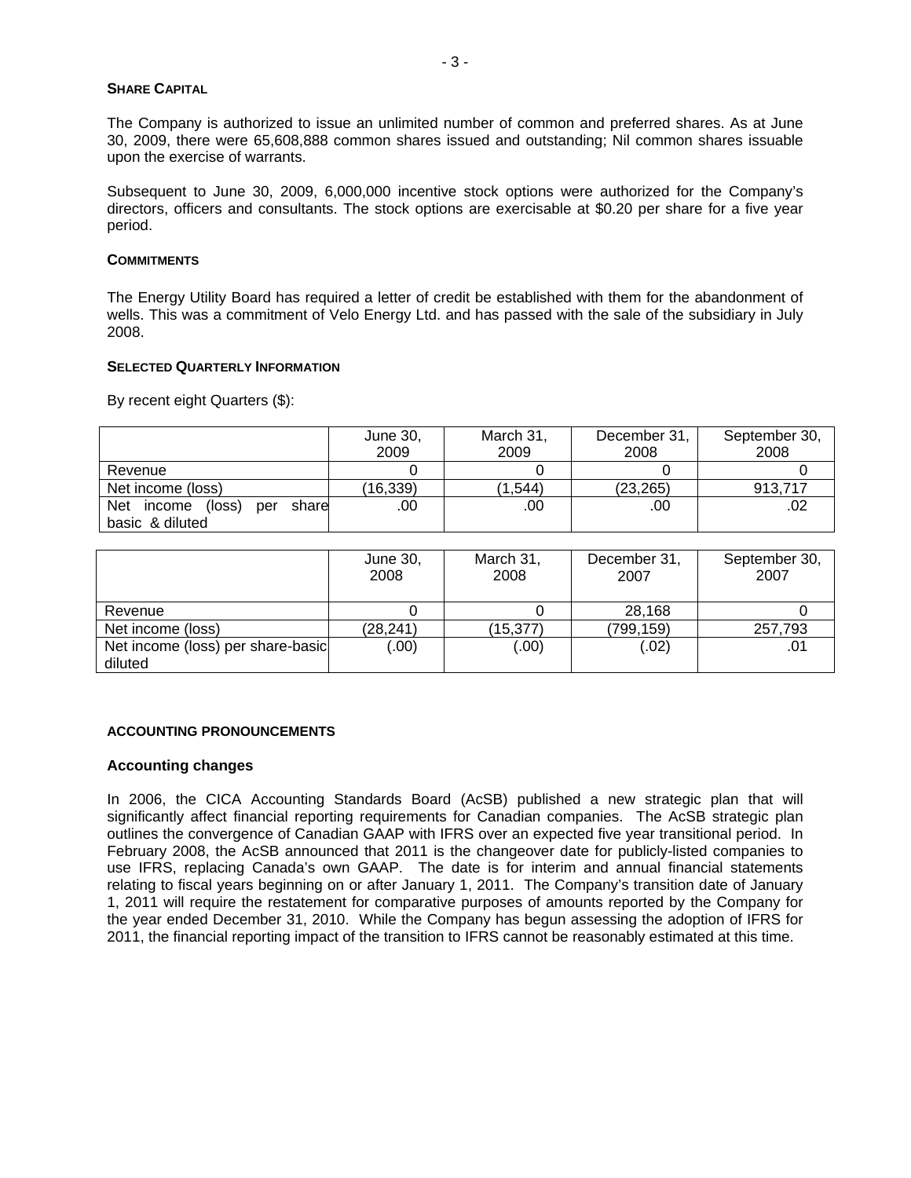## SHARE CAPITAL

The Company is authorized to issue an unlimited number of common and preferred shares. As at June 30, 2009, there were 65,608,888 common shares issued and outstanding; Nil common shares issuable upon the exercise of warrants.

Subsequent to June 30, 2009, 6,000,000 incentive stock options were authorized for the Company's directors, officers and consultants. The stock options are exercisable at $0.20 per share for a five year period.

## COMMITMENTS

The Energy Utility Board has required a letter of credit be established with them for the abandonment of wells. This was a commitment of Velo Energy Ltd. and has passed with the sale of the subsidiary in July 2008.

## SELECTED QUARTERLY INFORMATION

By recent eight Quarters ($):

| | June 30, 2009 | March 31, 2009 | December 31, 2008 | September 30, 2008 |
|---|---|---|---|---|
| Revenue | 0 | 0 | 0 | 0 |
| Net income (loss) | (16,339) | (1,544) | (23,265) | 913,717 |
| Net income (loss) per share basic & diluted | .00 | .00 | .00 | .02 |

| | June 30, 2008 | March 31, 2008 | December 31, 2007 | September 30, 2007 |
|---|---|---|---|---|
| Revenue | 0 | 0 | 28,168 | 0 |
| Net income (loss) | (28,241) | (15,377) | (799,159) | 257,793 |
| Net income (loss) per share-basic diluted | (.00) | (.00) | (.02) | .01 |

## ACCOUNTING PRONOUNCEMENTS

### Accounting changes

In 2006, the CICA Accounting Standards Board (AcSB) published a new strategic plan that will significantly affect financial reporting requirements for Canadian companies. The AcSB strategic plan outlines the convergence of Canadian GAAP with IFRS over an expected five year transitional period. In February 2008, the AcSB announced that 2011 is the changeover date for publicly-listed companies to use IFRS, replacing Canada's own GAAP. The date is for interim and annual financial statements relating to fiscal years beginning on or after January 1, 2011. The Company's transition date of January 1, 2011 will require the restatement for comparative purposes of amounts reported by the Company for the year ended December 31, 2010. While the Company has begun assessing the adoption of IFRS for 2011, the financial reporting impact of the transition to IFRS cannot be reasonably estimated at this time.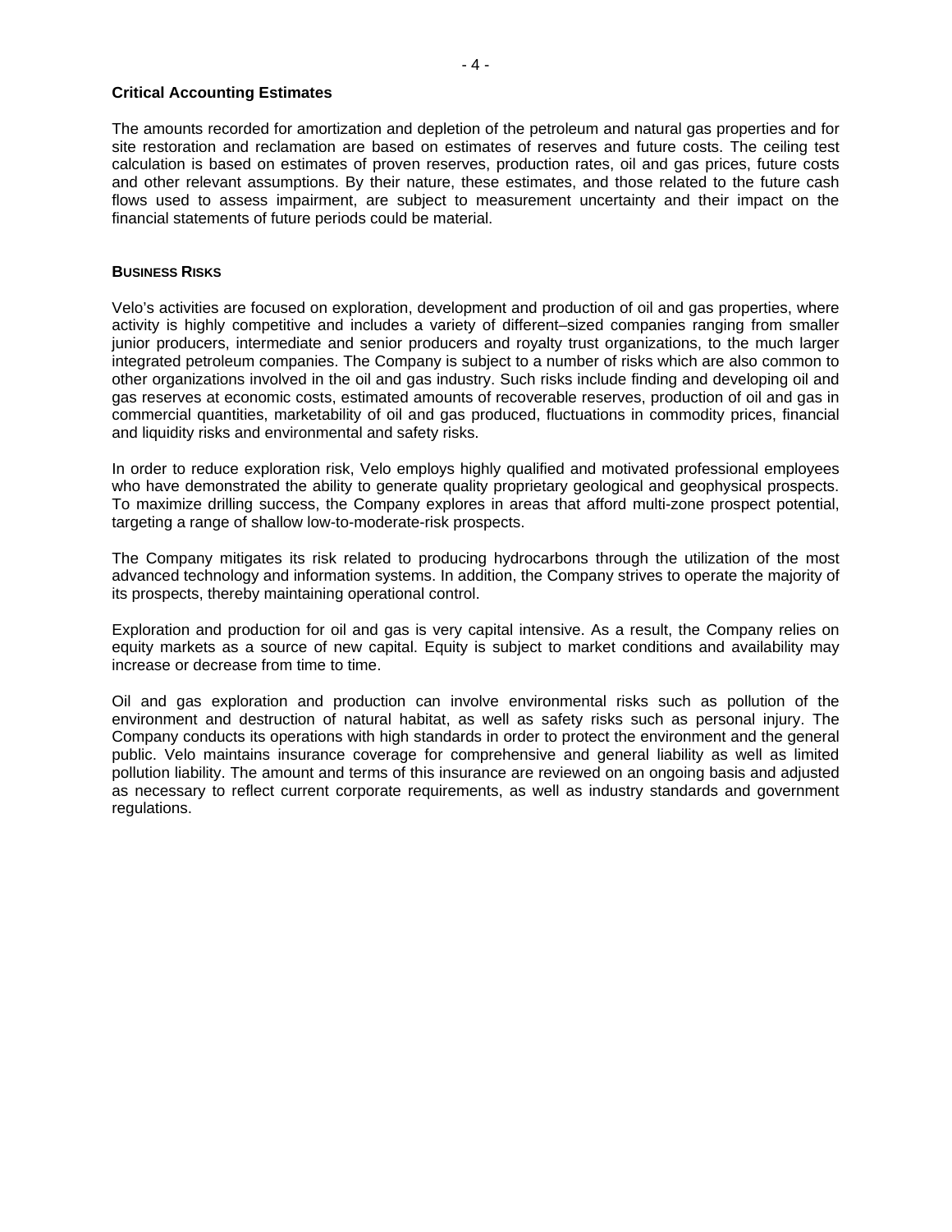**Critical Accounting Estimates**

The amounts recorded for amortization and depletion of the petroleum and natural gas properties and for site restoration and reclamation are based on estimates of reserves and future costs. The ceiling test calculation is based on estimates of proven reserves, production rates, oil and gas prices, future costs and other relevant assumptions. By their nature, these estimates, and those related to the future cash flows used to assess impairment, are subject to measurement uncertainty and their impact on the financial statements of future periods could be material.

**BUSINESS RISKS**

Velo's activities are focused on exploration, development and production of oil and gas properties, where activity is highly competitive and includes a variety of different–sized companies ranging from smaller junior producers, intermediate and senior producers and royalty trust organizations, to the much larger integrated petroleum companies. The Company is subject to a number of risks which are also common to other organizations involved in the oil and gas industry. Such risks include finding and developing oil and gas reserves at economic costs, estimated amounts of recoverable reserves, production of oil and gas in commercial quantities, marketability of oil and gas produced, fluctuations in commodity prices, financial and liquidity risks and environmental and safety risks.

In order to reduce exploration risk, Velo employs highly qualified and motivated professional employees who have demonstrated the ability to generate quality proprietary geological and geophysical prospects. To maximize drilling success, the Company explores in areas that afford multi-zone prospect potential, targeting a range of shallow low-to-moderate-risk prospects.

The Company mitigates its risk related to producing hydrocarbons through the utilization of the most advanced technology and information systems. In addition, the Company strives to operate the majority of its prospects, thereby maintaining operational control.

Exploration and production for oil and gas is very capital intensive. As a result, the Company relies on equity markets as a source of new capital. Equity is subject to market conditions and availability may increase or decrease from time to time.

Oil and gas exploration and production can involve environmental risks such as pollution of the environment and destruction of natural habitat, as well as safety risks such as personal injury. The Company conducts its operations with high standards in order to protect the environment and the general public. Velo maintains insurance coverage for comprehensive and general liability as well as limited pollution liability. The amount and terms of this insurance are reviewed on an ongoing basis and adjusted as necessary to reflect current corporate requirements, as well as industry standards and government regulations.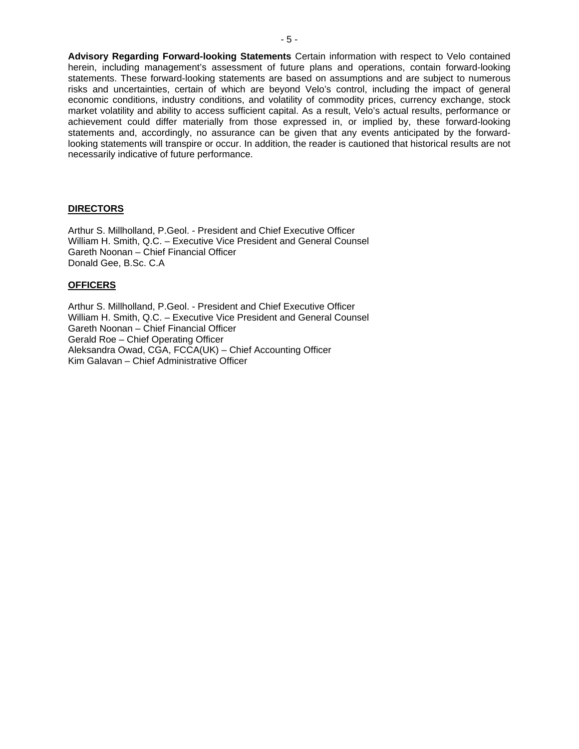**Advisory Regarding Forward-looking Statements** Certain information with respect to Velo contained herein, including management's assessment of future plans and operations, contain forward-looking statements. These forward-looking statements are based on assumptions and are subject to numerous risks and uncertainties, certain of which are beyond Velo's control, including the impact of general economic conditions, industry conditions, and volatility of commodity prices, currency exchange, stock market volatility and ability to access sufficient capital. As a result, Velo's actual results, performance or achievement could differ materially from those expressed in, or implied by, these forward-looking statements and, accordingly, no assurance can be given that any events anticipated by the forward-looking statements will transpire or occur. In addition, the reader is cautioned that historical results are not necessarily indicative of future performance.

## DIRECTORS

Arthur S. Millholland, P.Geol. - President and Chief Executive Officer
William H. Smith, Q.C. – Executive Vice President and General Counsel
Gareth Noonan – Chief Financial Officer
Donald Gee, B.Sc. C.A

## OFFICERS

Arthur S. Millholland, P.Geol. - President and Chief Executive Officer
William H. Smith, Q.C. – Executive Vice President and General Counsel
Gareth Noonan – Chief Financial Officer
Gerald Roe – Chief Operating Officer
Aleksandra Owad, CGA, FCCA(UK) – Chief Accounting Officer
Kim Galavan – Chief Administrative Officer